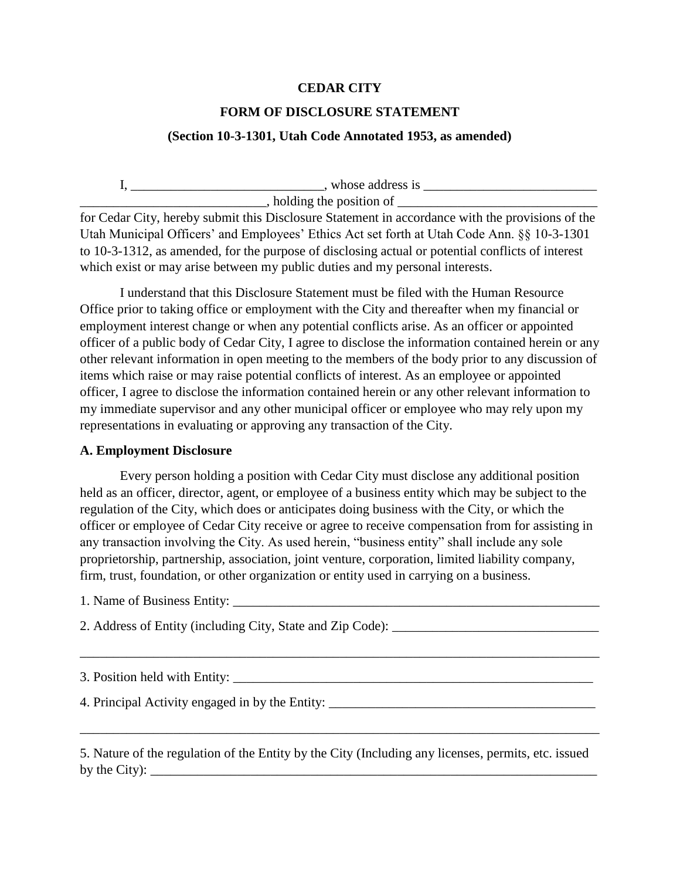**CEDAR CITY**

**FORM OF DISCLOSURE STATEMENT**

**(Section 10-3-1301, Utah Code Annotated 1953, as amended)**

I, _____________________________, whose address is __________________________ ____________________________, holding the position of ______________________________ for Cedar City, hereby submit this Disclosure Statement in accordance with the provisions of the Utah Municipal Officers' and Employees' Ethics Act set forth at Utah Code Ann. §§ 10-3-1301 to 10-3-1312, as amended, for the purpose of disclosing actual or potential conflicts of interest which exist or may arise between my public duties and my personal interests.

I understand that this Disclosure Statement must be filed with the Human Resource Office prior to taking office or employment with the City and thereafter when my financial or employment interest change or when any potential conflicts arise. As an officer or appointed officer of a public body of Cedar City, I agree to disclose the information contained herein or any other relevant information in open meeting to the members of the body prior to any discussion of items which raise or may raise potential conflicts of interest. As an employee or appointed officer, I agree to disclose the information contained herein or any other relevant information to my immediate supervisor and any other municipal officer or employee who may rely upon my representations in evaluating or approving any transaction of the City.

**A. Employment Disclosure**

Every person holding a position with Cedar City must disclose any additional position held as an officer, director, agent, or employee of a business entity which may be subject to the regulation of the City, which does or anticipates doing business with the City, or which the officer or employee of Cedar City receive or agree to receive compensation from for assisting in any transaction involving the City. As used herein, "business entity" shall include any sole proprietorship, partnership, association, joint venture, corporation, limited liability company, firm, trust, foundation, or other organization or entity used in carrying on a business.

1. Name of Business Entity: __________________________________________________________

2. Address of Entity (including City, State and Zip Code): _______________________________

_______________________________________________________________________________

3. Position held with Entity: ________________________________________________________

4. Principal Activity engaged in by the Entity: ________________________________________

_______________________________________________________________________________

5. Nature of the regulation of the Entity by the City (Including any licenses, permits, etc. issued by the City): ______________________________________________________________________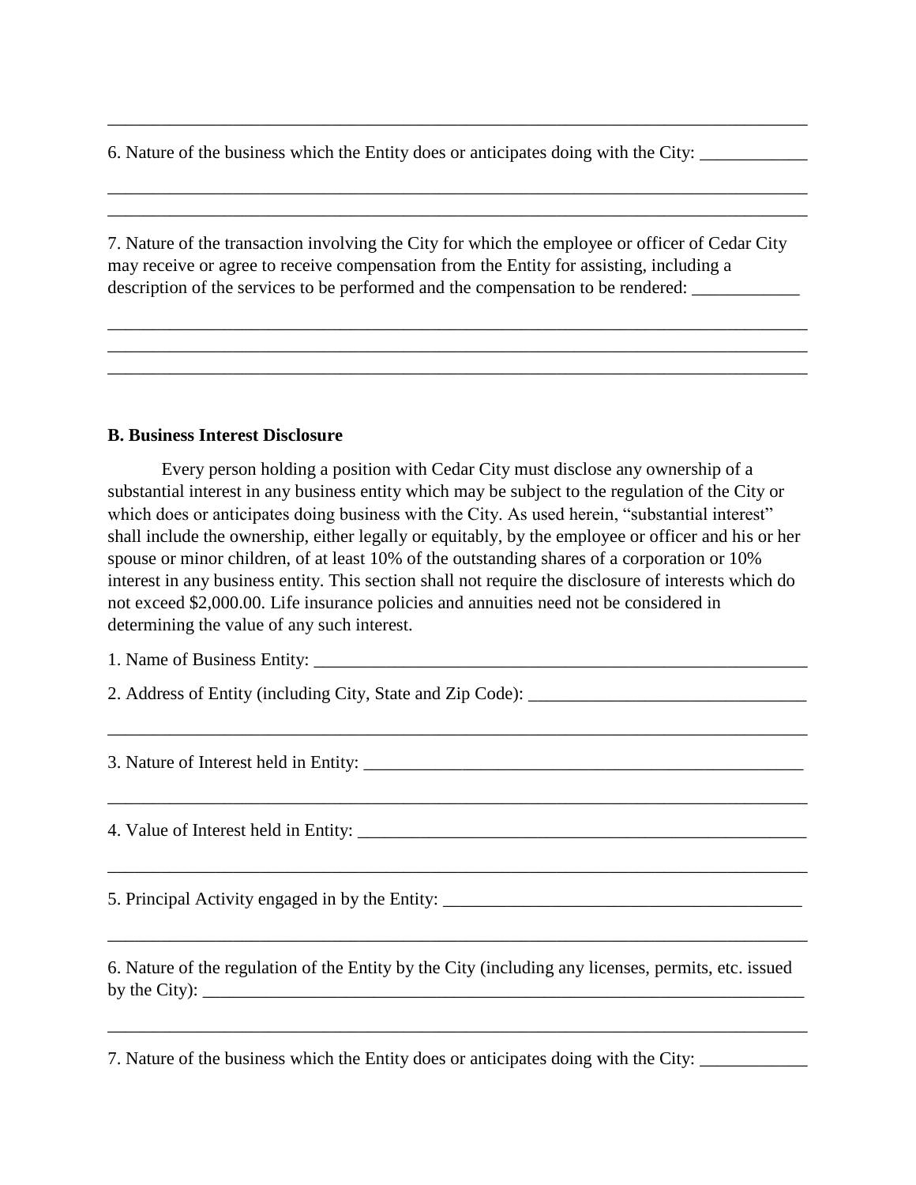________________________________________________________________________________

6. Nature of the business which the Entity does or anticipates doing with the City: ____________

________________________________________________________________________________
________________________________________________________________________________

7. Nature of the transaction involving the City for which the employee or officer of Cedar City may receive or agree to receive compensation from the Entity for assisting, including a description of the services to be performed and the compensation to be rendered: ____________

________________________________________________________________________________
________________________________________________________________________________
________________________________________________________________________________

**B. Business Interest Disclosure**

Every person holding a position with Cedar City must disclose any ownership of a substantial interest in any business entity which may be subject to the regulation of the City or which does or anticipates doing business with the City. As used herein, "substantial interest" shall include the ownership, either legally or equitably, by the employee or officer and his or her spouse or minor children, of at least 10% of the outstanding shares of a corporation or 10% interest in any business entity. This section shall not require the disclosure of interests which do not exceed $2,000.00. Life insurance policies and annuities need not be considered in determining the value of any such interest.

1. Name of Business Entity: ________________________________________________________

2. Address of Entity (including City, State and Zip Code): _______________________________

________________________________________________________________________________

3. Nature of Interest held in Entity: ___________________________________________________

________________________________________________________________________________

4. Value of Interest held in Entity: ___________________________________________________

________________________________________________________________________________

5. Principal Activity engaged in by the Entity: _________________________________________

________________________________________________________________________________

6. Nature of the regulation of the Entity by the City (including any licenses, permits, etc. issued by the City): _________________________________________________________________

________________________________________________________________________________

7. Nature of the business which the Entity does or anticipates doing with the City: ____________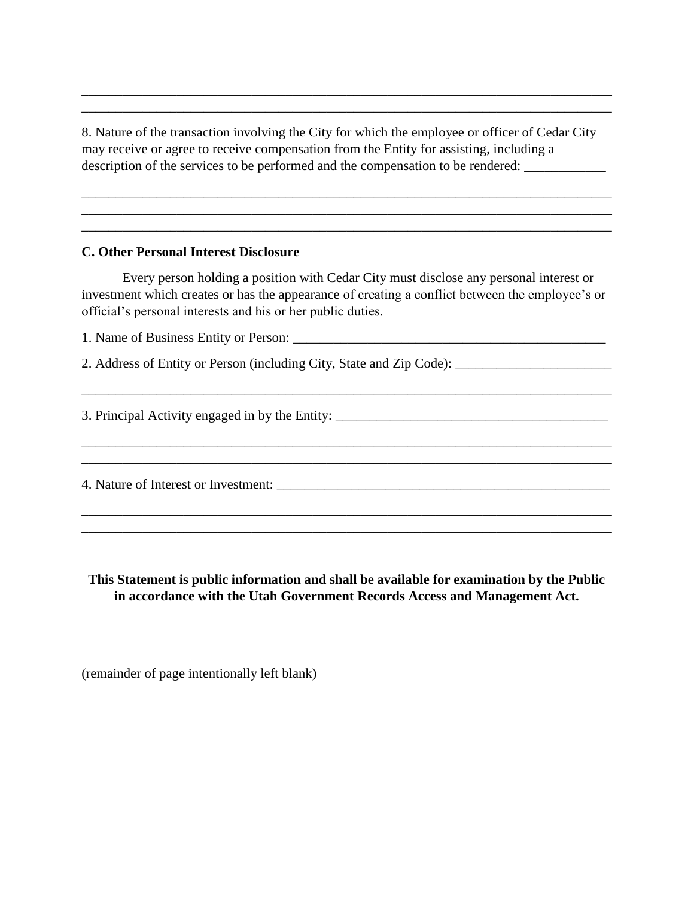\_\_\_\_\_\_\_\_\_\_\_\_\_\_\_\_\_\_\_\_\_\_\_\_\_\_\_\_\_\_\_\_\_\_\_\_\_\_\_\_\_\_\_\_\_\_\_\_\_\_\_\_\_\_\_\_\_\_\_\_\_\_\_\_\_\_\_\_\_\_\_\_\_\_\_\_
\_\_\_\_\_\_\_\_\_\_\_\_\_\_\_\_\_\_\_\_\_\_\_\_\_\_\_\_\_\_\_\_\_\_\_\_\_\_\_\_\_\_\_\_\_\_\_\_\_\_\_\_\_\_\_\_\_\_\_\_\_\_\_\_\_\_\_\_\_\_\_\_\_\_\_\_

8. Nature of the transaction involving the City for which the employee or officer of Cedar City may receive or agree to receive compensation from the Entity for assisting, including a description of the services to be performed and the compensation to be rendered: \_\_\_\_\_\_\_\_\_\_\_\_

\_\_\_\_\_\_\_\_\_\_\_\_\_\_\_\_\_\_\_\_\_\_\_\_\_\_\_\_\_\_\_\_\_\_\_\_\_\_\_\_\_\_\_\_\_\_\_\_\_\_\_\_\_\_\_\_\_\_\_\_\_\_\_\_\_\_\_\_\_\_\_\_\_\_\_\_
\_\_\_\_\_\_\_\_\_\_\_\_\_\_\_\_\_\_\_\_\_\_\_\_\_\_\_\_\_\_\_\_\_\_\_\_\_\_\_\_\_\_\_\_\_\_\_\_\_\_\_\_\_\_\_\_\_\_\_\_\_\_\_\_\_\_\_\_\_\_\_\_\_\_\_\_
\_\_\_\_\_\_\_\_\_\_\_\_\_\_\_\_\_\_\_\_\_\_\_\_\_\_\_\_\_\_\_\_\_\_\_\_\_\_\_\_\_\_\_\_\_\_\_\_\_\_\_\_\_\_\_\_\_\_\_\_\_\_\_\_\_\_\_\_\_\_\_\_\_\_\_\_

**C. Other Personal Interest Disclosure**

Every person holding a position with Cedar City must disclose any personal interest or investment which creates or has the appearance of creating a conflict between the employee's or official's personal interests and his or her public duties.

1. Name of Business Entity or Person: \_\_\_\_\_\_\_\_\_\_\_\_\_\_\_\_\_\_\_\_\_\_\_\_\_\_\_\_\_\_\_\_\_\_\_\_\_\_\_\_\_\_\_\_\_\_\_

2. Address of Entity or Person (including City, State and Zip Code): \_\_\_\_\_\_\_\_\_\_\_\_\_\_\_\_\_\_\_\_\_\_\_

\_\_\_\_\_\_\_\_\_\_\_\_\_\_\_\_\_\_\_\_\_\_\_\_\_\_\_\_\_\_\_\_\_\_\_\_\_\_\_\_\_\_\_\_\_\_\_\_\_\_\_\_\_\_\_\_\_\_\_\_\_\_\_\_\_\_\_\_\_\_\_\_\_\_\_\_

3. Principal Activity engaged in by the Entity: \_\_\_\_\_\_\_\_\_\_\_\_\_\_\_\_\_\_\_\_\_\_\_\_\_\_\_\_\_\_\_\_\_\_\_\_\_\_\_\_\_

\_\_\_\_\_\_\_\_\_\_\_\_\_\_\_\_\_\_\_\_\_\_\_\_\_\_\_\_\_\_\_\_\_\_\_\_\_\_\_\_\_\_\_\_\_\_\_\_\_\_\_\_\_\_\_\_\_\_\_\_\_\_\_\_\_\_\_\_\_\_\_\_\_\_\_\_
\_\_\_\_\_\_\_\_\_\_\_\_\_\_\_\_\_\_\_\_\_\_\_\_\_\_\_\_\_\_\_\_\_\_\_\_\_\_\_\_\_\_\_\_\_\_\_\_\_\_\_\_\_\_\_\_\_\_\_\_\_\_\_\_\_\_\_\_\_\_\_\_\_\_\_\_

4. Nature of Interest or Investment: \_\_\_\_\_\_\_\_\_\_\_\_\_\_\_\_\_\_\_\_\_\_\_\_\_\_\_\_\_\_\_\_\_\_\_\_\_\_\_\_\_\_\_\_\_\_\_\_\_\_

\_\_\_\_\_\_\_\_\_\_\_\_\_\_\_\_\_\_\_\_\_\_\_\_\_\_\_\_\_\_\_\_\_\_\_\_\_\_\_\_\_\_\_\_\_\_\_\_\_\_\_\_\_\_\_\_\_\_\_\_\_\_\_\_\_\_\_\_\_\_\_\_\_\_\_\_
\_\_\_\_\_\_\_\_\_\_\_\_\_\_\_\_\_\_\_\_\_\_\_\_\_\_\_\_\_\_\_\_\_\_\_\_\_\_\_\_\_\_\_\_\_\_\_\_\_\_\_\_\_\_\_\_\_\_\_\_\_\_\_\_\_\_\_\_\_\_\_\_\_\_\_\_

**This Statement is public information and shall be available for examination by the Public in accordance with the Utah Government Records Access and Management Act.**

(remainder of page intentionally left blank)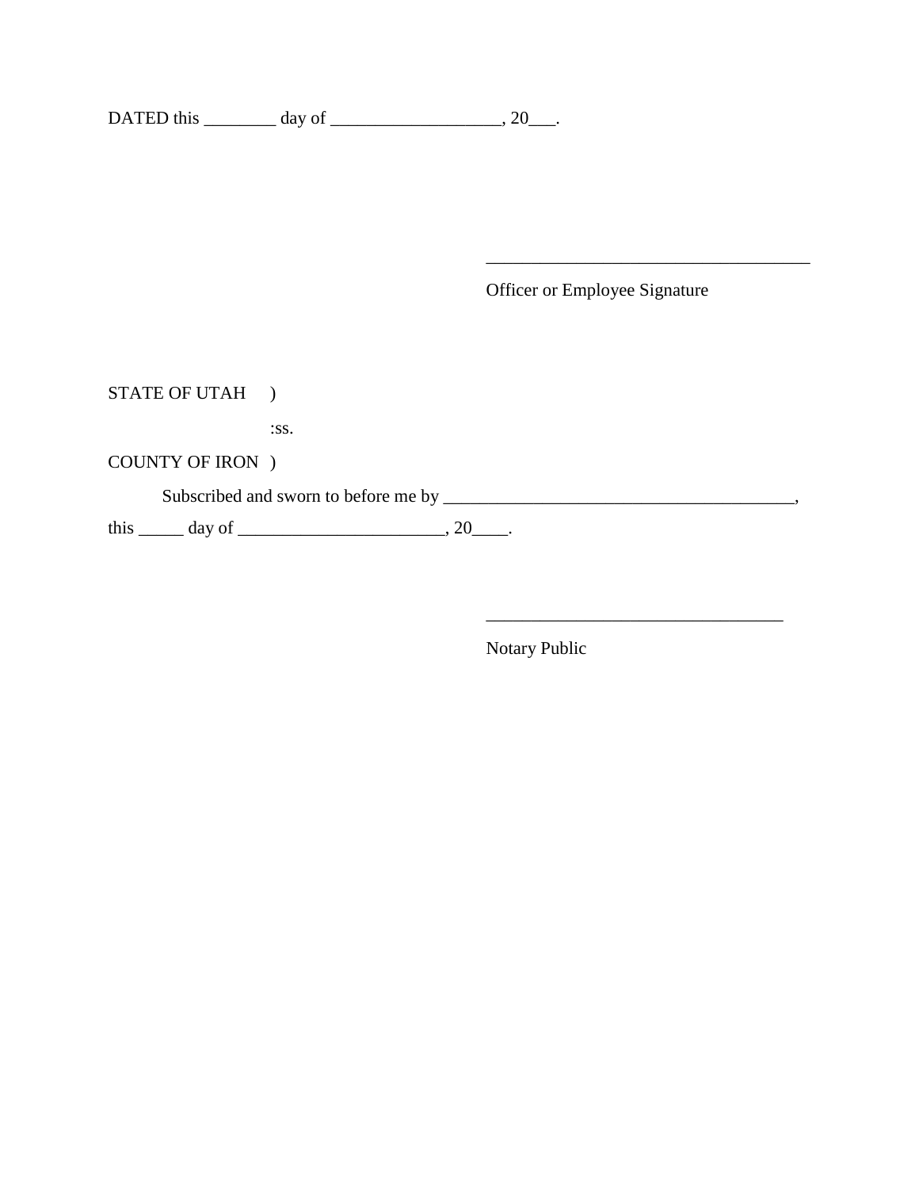DATED this ________ day of ___________________, 20___.

_____________________________________

Officer or Employee Signature

STATE OF UTAH )

:ss.

COUNTY OF IRON )

Subscribed and sworn to before me by ________________________________________,

this _____ day of _______________________, 20____.

_________________________________

Notary Public